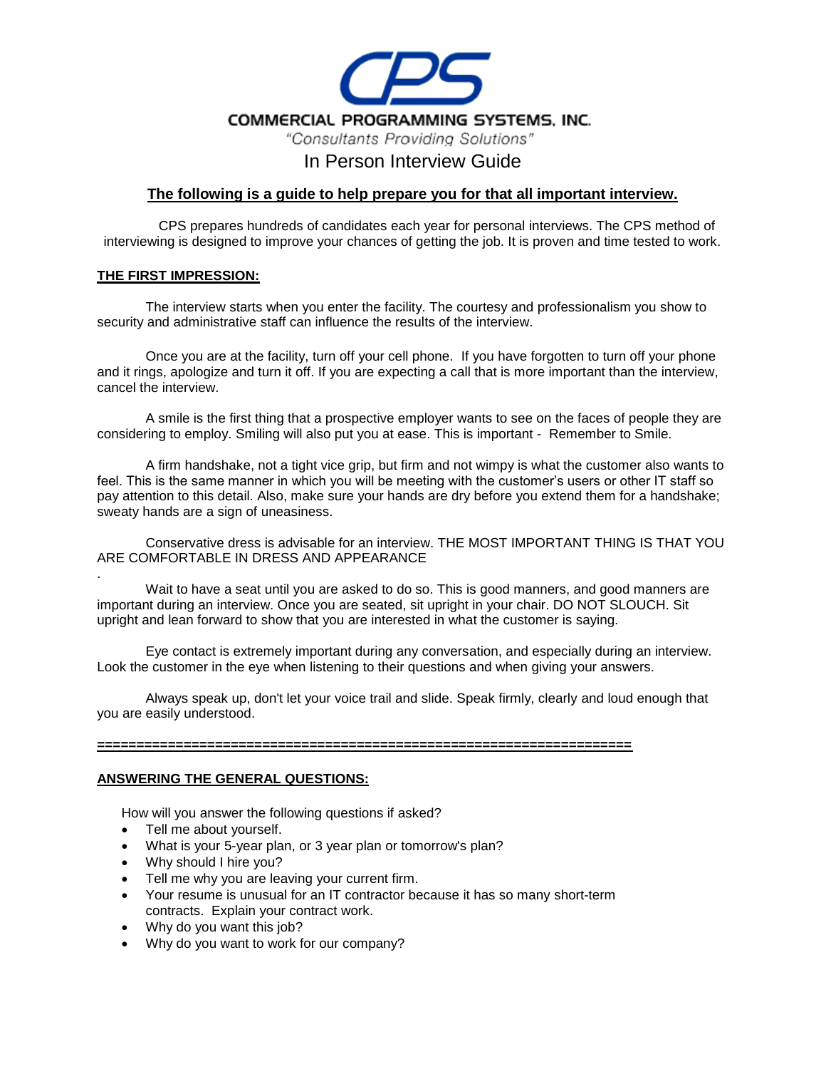# COMMERCIAL PROGRAMMING SYSTEMS, INC.

*"Consultants Providing Solutions"*

## In Person Interview Guide

**The following is a guide to help prepare you for that all important interview.**

CPS prepares hundreds of candidates each year for personal interviews. The CPS method of interviewing is designed to improve your chances of getting the job. It is proven and time tested to work.

### THE FIRST IMPRESSION:

The interview starts when you enter the facility. The courtesy and professionalism you show to security and administrative staff can influence the results of the interview.

Once you are at the facility, turn off your cell phone. If you have forgotten to turn off your phone and it rings, apologize and turn it off. If you are expecting a call that is more important than the interview, cancel the interview.

A smile is the first thing that a prospective employer wants to see on the faces of people they are considering to employ. Smiling will also put you at ease. This is important - Remember to Smile.

A firm handshake, not a tight vice grip, but firm and not wimpy is what the customer also wants to feel. This is the same manner in which you will be meeting with the customer's users or other IT staff so pay attention to this detail. Also, make sure your hands are dry before you extend them for a handshake; sweaty hands are a sign of uneasiness.

Conservative dress is advisable for an interview. THE MOST IMPORTANT THING IS THAT YOU ARE COMFORTABLE IN DRESS AND APPEARANCE

Wait to have a seat until you are asked to do so. This is good manners, and good manners are important during an interview. Once you are seated, sit upright in your chair. DO NOT SLOUCH. Sit upright and lean forward to show that you are interested in what the customer is saying.

Eye contact is extremely important during any conversation, and especially during an interview. Look the customer in the eye when listening to their questions and when giving your answers.

Always speak up, don't let your voice trail and slide. Speak firmly, clearly and loud enough that you are easily understood.

---

### ANSWERING THE GENERAL QUESTIONS:

How will you answer the following questions if asked?

- Tell me about yourself.
- What is your 5-year plan, or 3 year plan or tomorrow's plan?
- Why should I hire you?
- Tell me why you are leaving your current firm.
- Your resume is unusual for an IT contractor because it has so many short-term contracts. Explain your contract work.
- Why do you want this job?
- Why do you want to work for our company?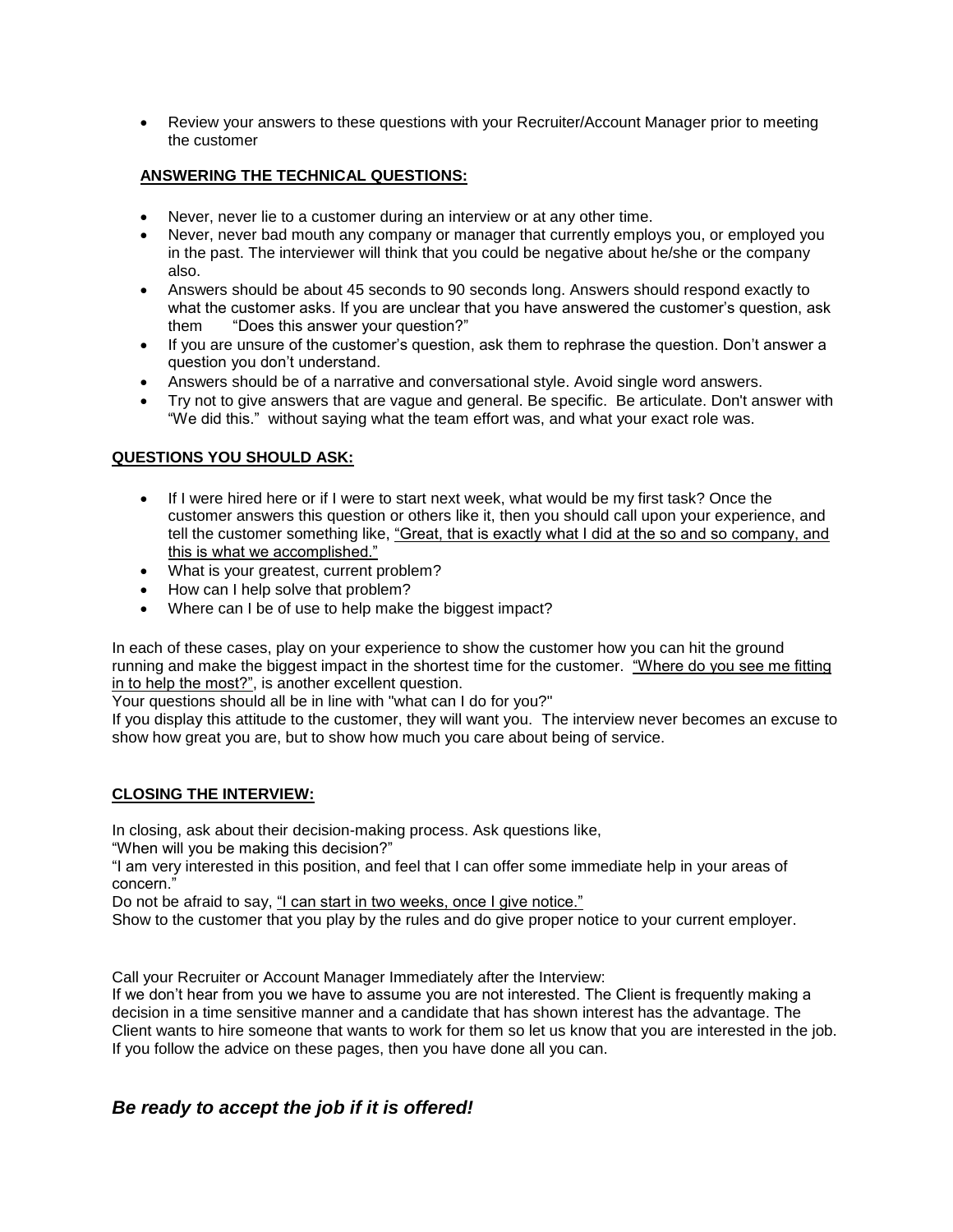- Review your answers to these questions with your Recruiter/Account Manager prior to meeting the customer

**ANSWERING THE TECHNICAL QUESTIONS:**

- Never, never lie to a customer during an interview or at any other time.
- Never, never bad mouth any company or manager that currently employs you, or employed you in the past. The interviewer will think that you could be negative about he/she or the company also.
- Answers should be about 45 seconds to 90 seconds long. Answers should respond exactly to what the customer asks. If you are unclear that you have answered the customer's question, ask them "Does this answer your question?"
- If you are unsure of the customer's question, ask them to rephrase the question. Don't answer a question you don't understand.
- Answers should be of a narrative and conversational style. Avoid single word answers.
- Try not to give answers that are vague and general. Be specific. Be articulate. Don't answer with "We did this." without saying what the team effort was, and what your exact role was.

**QUESTIONS YOU SHOULD ASK:**

- If I were hired here or if I were to start next week, what would be my first task? Once the customer answers this question or others like it, then you should call upon your experience, and tell the customer something like, "Great, that is exactly what I did at the so and so company, and this is what we accomplished."
- What is your greatest, current problem?
- How can I help solve that problem?
- Where can I be of use to help make the biggest impact?

In each of these cases, play on your experience to show the customer how you can hit the ground running and make the biggest impact in the shortest time for the customer. "Where do you see me fitting in to help the most?", is another excellent question.
Your questions should all be in line with "what can I do for you?"
If you display this attitude to the customer, they will want you. The interview never becomes an excuse to show how great you are, but to show how much you care about being of service.

**CLOSING THE INTERVIEW:**

In closing, ask about their decision-making process. Ask questions like,
"When will you be making this decision?"
"I am very interested in this position, and feel that I can offer some immediate help in your areas of concern."
Do not be afraid to say, "I can start in two weeks, once I give notice."
Show to the customer that you play by the rules and do give proper notice to your current employer.

Call your Recruiter or Account Manager Immediately after the Interview:
If we don't hear from you we have to assume you are not interested. The Client is frequently making a decision in a time sensitive manner and a candidate that has shown interest has the advantage. The Client wants to hire someone that wants to work for them so let us know that you are interested in the job. If you follow the advice on these pages, then you have done all you can.

## ***Be ready to accept the job if it is offered!***